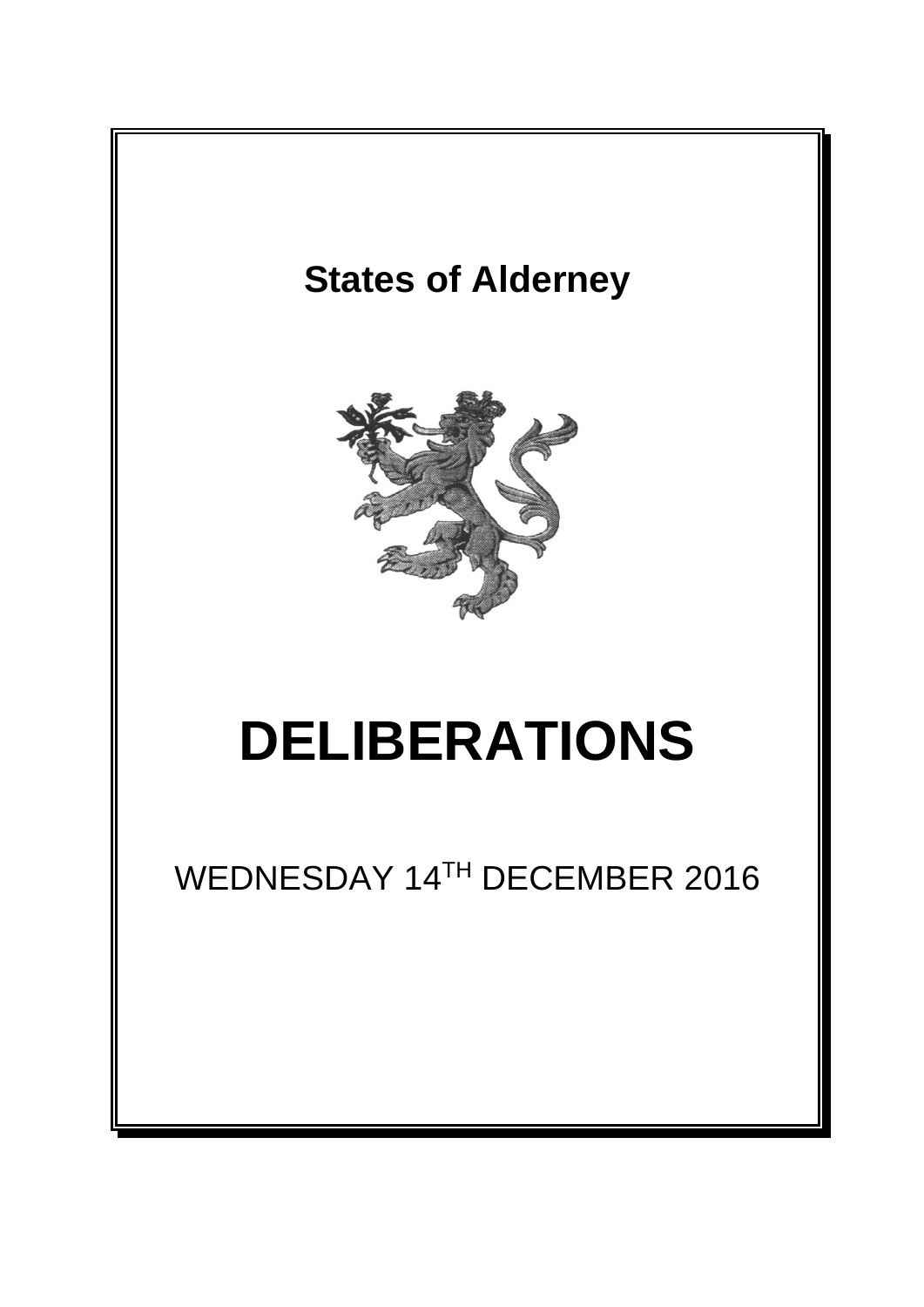# States of Alderney

# DELIBERATIONS

WEDNESDAY 14TH DECEMBER 2016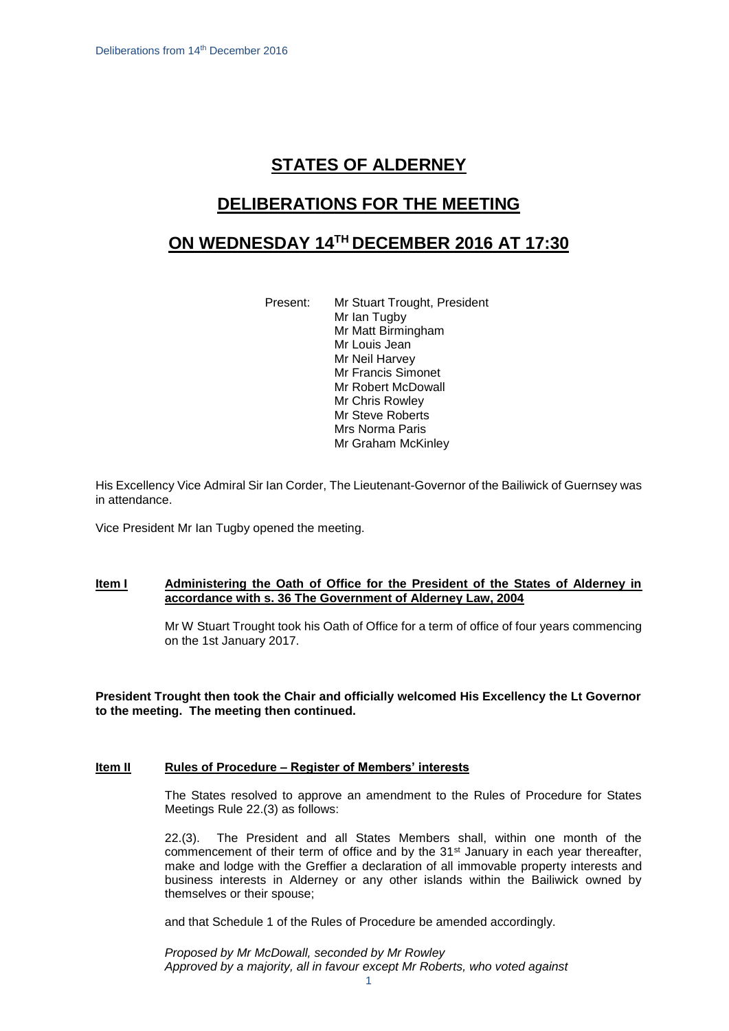# STATES OF ALDERNEY

## DELIBERATIONS FOR THE MEETING

## ON WEDNESDAY 14TH DECEMBER 2016 AT 17:30

Present:
- Mr Stuart Trought, President
- Mr Ian Tugby
- Mr Matt Birmingham
- Mr Louis Jean
- Mr Neil Harvey
- Mr Francis Simonet
- Mr Robert McDowall
- Mr Chris Rowley
- Mr Steve Roberts
- Mrs Norma Paris
- Mr Graham McKinley

His Excellency Vice Admiral Sir Ian Corder, The Lieutenant-Governor of the Bailiwick of Guernsey was in attendance.

Vice President Mr Ian Tugby opened the meeting.

**Item I** **Administering the Oath of Office for the President of the States of Alderney in accordance with s. 36 The Government of Alderney Law, 2004**

Mr W Stuart Trought took his Oath of Office for a term of office of four years commencing on the 1st January 2017.

**President Trought then took the Chair and officially welcomed His Excellency the Lt Governor to the meeting. The meeting then continued.**

**Item II** **Rules of Procedure – Register of Members' interests**

The States resolved to approve an amendment to the Rules of Procedure for States Meetings Rule 22.(3) as follows:

22.(3). The President and all States Members shall, within one month of the commencement of their term of office and by the 31st January in each year thereafter, make and lodge with the Greffier a declaration of all immovable property interests and business interests in Alderney or any other islands within the Bailiwick owned by themselves or their spouse;

and that Schedule 1 of the Rules of Procedure be amended accordingly.

*Proposed by Mr McDowall, seconded by Mr Rowley*
*Approved by a majority, all in favour except Mr Roberts, who voted against*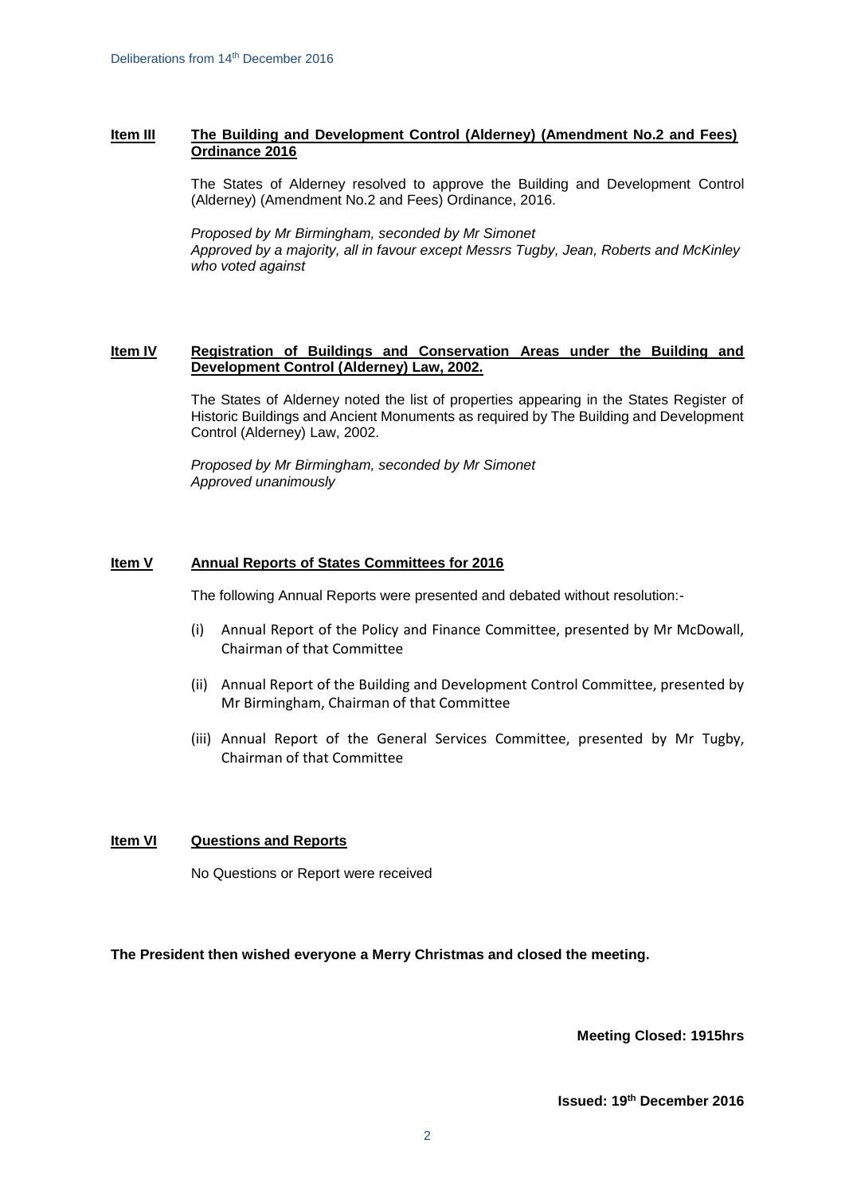**Item III** **The Building and Development Control (Alderney) (Amendment No.2 and Fees) Ordinance 2016**

The States of Alderney resolved to approve the Building and Development Control (Alderney) (Amendment No.2 and Fees) Ordinance, 2016.

*Proposed by Mr Birmingham, seconded by Mr Simonet*
*Approved by a majority, all in favour except Messrs Tugby, Jean, Roberts and McKinley who voted against*

**Item IV** **Registration of Buildings and Conservation Areas under the Building and Development Control (Alderney) Law, 2002.**

The States of Alderney noted the list of properties appearing in the States Register of Historic Buildings and Ancient Monuments as required by The Building and Development Control (Alderney) Law, 2002.

*Proposed by Mr Birmingham, seconded by Mr Simonet*
*Approved unanimously*

**Item V** **Annual Reports of States Committees for 2016**

The following Annual Reports were presented and debated without resolution:-

(i) Annual Report of the Policy and Finance Committee, presented by Mr McDowall, Chairman of that Committee

(ii) Annual Report of the Building and Development Control Committee, presented by Mr Birmingham, Chairman of that Committee

(iii) Annual Report of the General Services Committee, presented by Mr Tugby, Chairman of that Committee

**Item VI** **Questions and Reports**

No Questions or Report were received

**The President then wished everyone a Merry Christmas and closed the meeting.**

**Meeting Closed: 1915hrs**

**Issued: 19th December 2016**